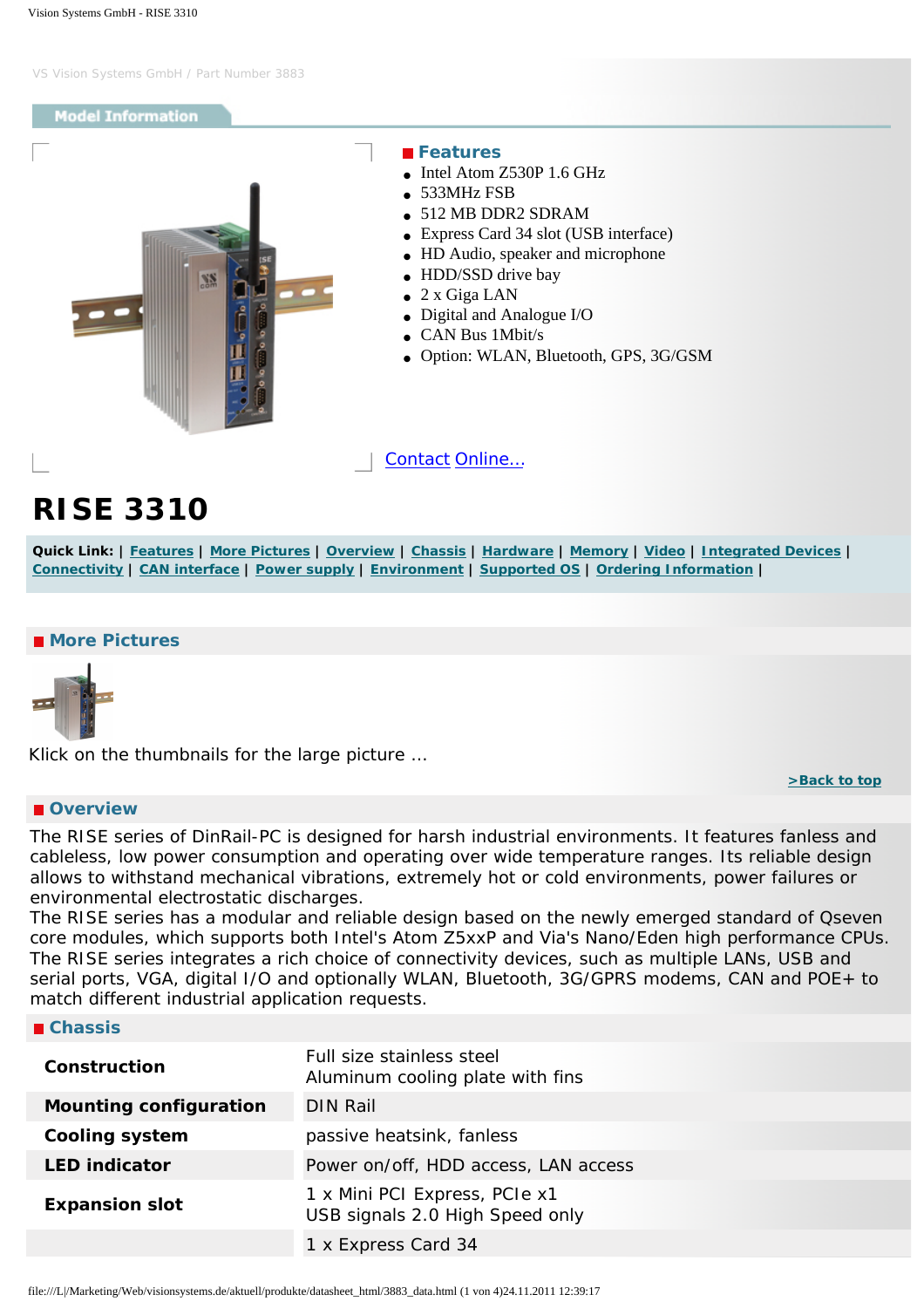VS Vision Systems GmbH / Part Number 3883

Model Information

### Features

- Intel Atom Z530P 1.6 GHz
- 533MHz FSB
- 512 MB DDR2 SDRAM
- Express Card 34 slot (USB interface)
- HD Audio, speaker and microphone
- HDD/SSD drive bay
- 2 x Giga LAN
- Digital and Analogue I/O
- CAN Bus 1Mbit/s
- Option: WLAN, Bluetooth, GPS, 3G/GSM

Contact Online...

# RISE 3310

**Quick Link:** | Features | More Pictures | Overview | Chassis | Hardware | Memory | Video | Integrated Devices | Connectivity | CAN interface | Power supply | Environment | Supported OS | Ordering Information |

## More Pictures

Klick on the thumbnails for the large picture ...

>Back to top

## Overview

The RISE series of DinRail-PC is designed for harsh industrial environments. It features fanless and cableless, low power consumption and operating over wide temperature ranges. Its reliable design allows to withstand mechanical vibrations, extremely hot or cold environments, power failures or environmental electrostatic discharges.
The RISE series has a modular and reliable design based on the newly emerged standard of Qseven core modules, which supports both Intel's Atom Z5xxP and Via's Nano/Eden high performance CPUs.
The RISE series integrates a rich choice of connectivity devices, such as multiple LANs, USB and serial ports, VGA, digital I/O and optionally WLAN, Bluetooth, 3G/GPRS modems, CAN and POE+ to match different industrial application requests.

## Chassis

| | |
|---|---|
| **Construction** | Full size stainless steel<br>Aluminum cooling plate with fins |
| **Mounting configuration** | DIN Rail |
| **Cooling system** | passive heatsink, fanless |
| **LED indicator** | Power on/off, HDD access, LAN access |
| **Expansion slot** | 1 x Mini PCI Express, PCIe x1<br>USB signals 2.0 High Speed only |
| | 1 x Express Card 34 |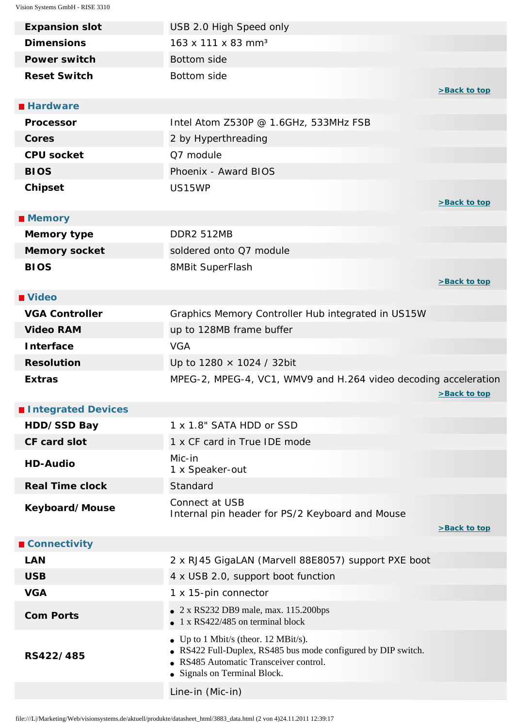| | |
|---|---|
| **Expansion slot** | USB 2.0 High Speed only |
| **Dimensions** | 163 x 111 x 83 mm³ |
| **Power switch** | Bottom side |
| **Reset Switch** | Bottom side |

>Back to top

## Hardware

| | |
|---|---|
| **Processor** | Intel Atom Z530P @ 1.6GHz, 533MHz FSB |
| **Cores** | 2 by Hyperthreading |
| **CPU socket** | Q7 module |
| **BIOS** | Phoenix - Award BIOS |
| **Chipset** | US15WP |

>Back to top

## Memory

| | |
|---|---|
| **Memory type** | DDR2 512MB |
| **Memory socket** | soldered onto Q7 module |
| **BIOS** | 8MBit SuperFlash |

>Back to top

## Video

| | |
|---|---|
| **VGA Controller** | Graphics Memory Controller Hub integrated in US15W |
| **Video RAM** | up to 128MB frame buffer |
| **Interface** | VGA |
| **Resolution** | Up to 1280 × 1024 / 32bit |
| **Extras** | MPEG-2, MPEG-4, VC1, WMV9 and H.264 video decoding acceleration |

>Back to top

## Integrated Devices

| | |
|---|---|
| **HDD/SSD Bay** | 1 x 1.8" SATA HDD or SSD |
| **CF card slot** | 1 x CF card in True IDE mode |
| **HD-Audio** | Mic-in<br>1 x Speaker-out |
| **Real Time clock** | Standard |
| **Keyboard/Mouse** | Connect at USB<br>Internal pin header for PS/2 Keyboard and Mouse |

>Back to top

## Connectivity

| | |
|---|---|
| **LAN** | 2 x RJ45 GigaLAN (Marvell 88E8057) support PXE boot |
| **USB** | 4 x USB 2.0, support boot function |
| **VGA** | 1 x 15-pin connector |
| **Com Ports** | • 2 x RS232 DB9 male, max. 115.200bps<br>• 1 x RS422/485 on terminal block |
| **RS422/485** | • Up to 1 Mbit/s (theor. 12 MBit/s).<br>• RS422 Full-Duplex, RS485 bus mode configured by DIP switch.<br>• RS485 Automatic Transceiver control.<br>• Signals on Terminal Block. |
| | Line-in (Mic-in) |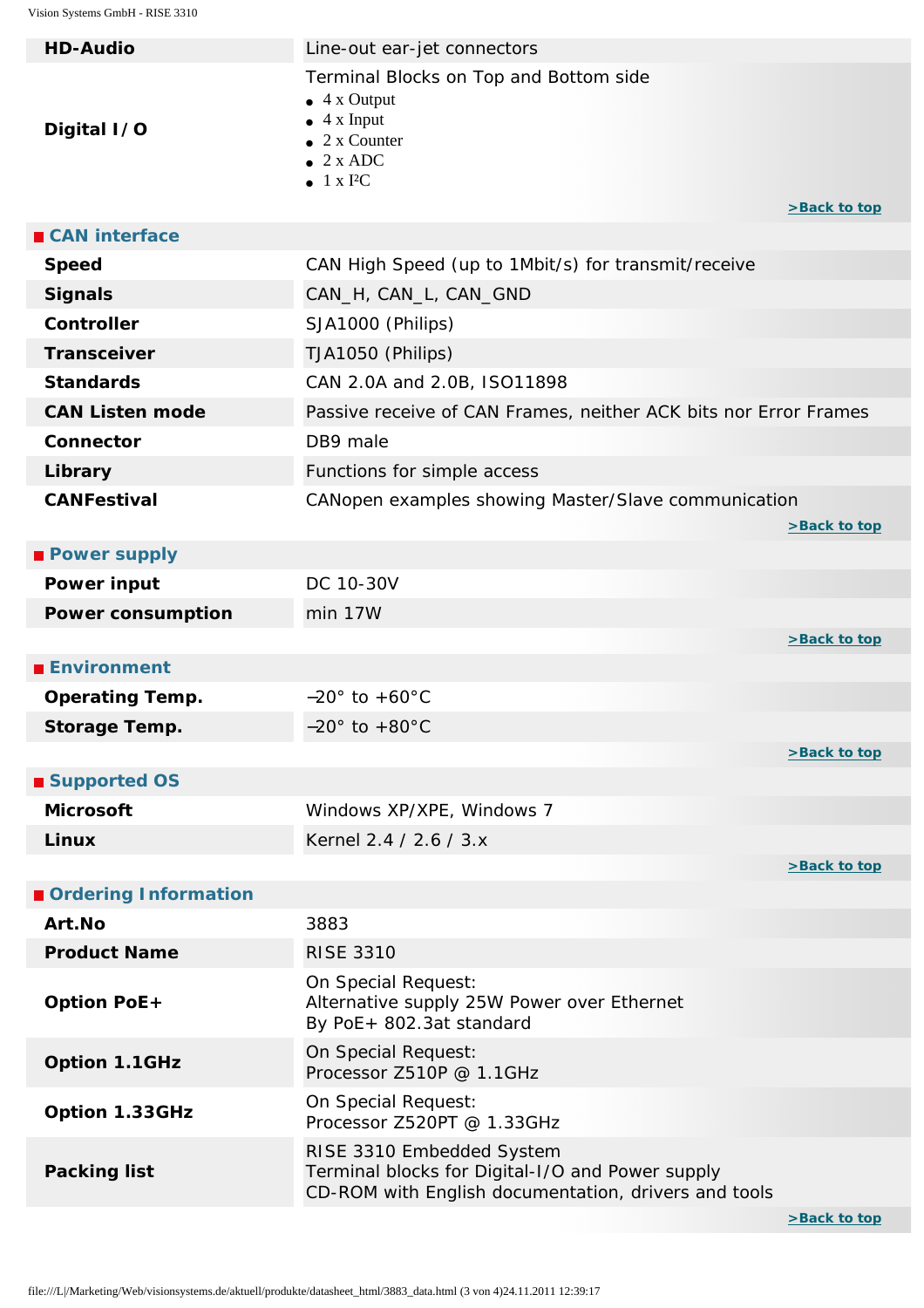| | |
|---|---|
| **HD-Audio** | Line-out ear-jet connectors |
| **Digital I/O** | Terminal Blocks on Top and Bottom side<br>• 4 x Output<br>• 4 x Input<br>• 2 x Counter<br>• 2 x ADC<br>• 1 x I²C |

>Back to top

## CAN interface

| | |
|---|---|
| **Speed** | CAN High Speed (up to 1Mbit/s) for transmit/receive |
| **Signals** | CAN_H, CAN_L, CAN_GND |
| **Controller** | SJA1000 (Philips) |
| **Transceiver** | TJA1050 (Philips) |
| **Standards** | CAN 2.0A and 2.0B, ISO11898 |
| **CAN Listen mode** | Passive receive of CAN Frames, neither ACK bits nor Error Frames |
| **Connector** | DB9 male |
| **Library** | Functions for simple access |
| **CANFestival** | CANopen examples showing Master/Slave communication |

>Back to top

## Power supply

| | |
|---|---|
| **Power input** | DC 10-30V |
| **Power consumption** | min 17W |

>Back to top

## Environment

| | |
|---|---|
| **Operating Temp.** | -20° to +60°C |
| **Storage Temp.** | -20° to +80°C |

>Back to top

## Supported OS

| | |
|---|---|
| **Microsoft** | Windows XP/XPE, Windows 7 |
| **Linux** | Kernel 2.4 / 2.6 / 3.x |

>Back to top

## Ordering Information

| | |
|---|---|
| **Art.No** | 3883 |
| **Product Name** | RISE 3310 |
| **Option PoE+** | On Special Request:<br>Alternative supply 25W Power over Ethernet<br>By PoE+ 802.3at standard |
| **Option 1.1GHz** | On Special Request:<br>Processor Z510P @ 1.1GHz |
| **Option 1.33GHz** | On Special Request:<br>Processor Z520PT @ 1.33GHz |
| **Packing list** | RISE 3310 Embedded System<br>Terminal blocks for Digital-I/O and Power supply<br>CD-ROM with English documentation, drivers and tools |

>Back to top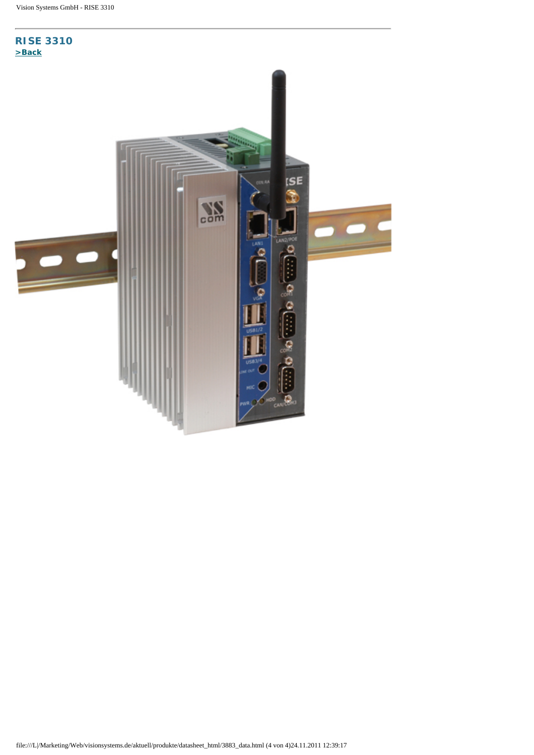## RISE 3310

**>Back**